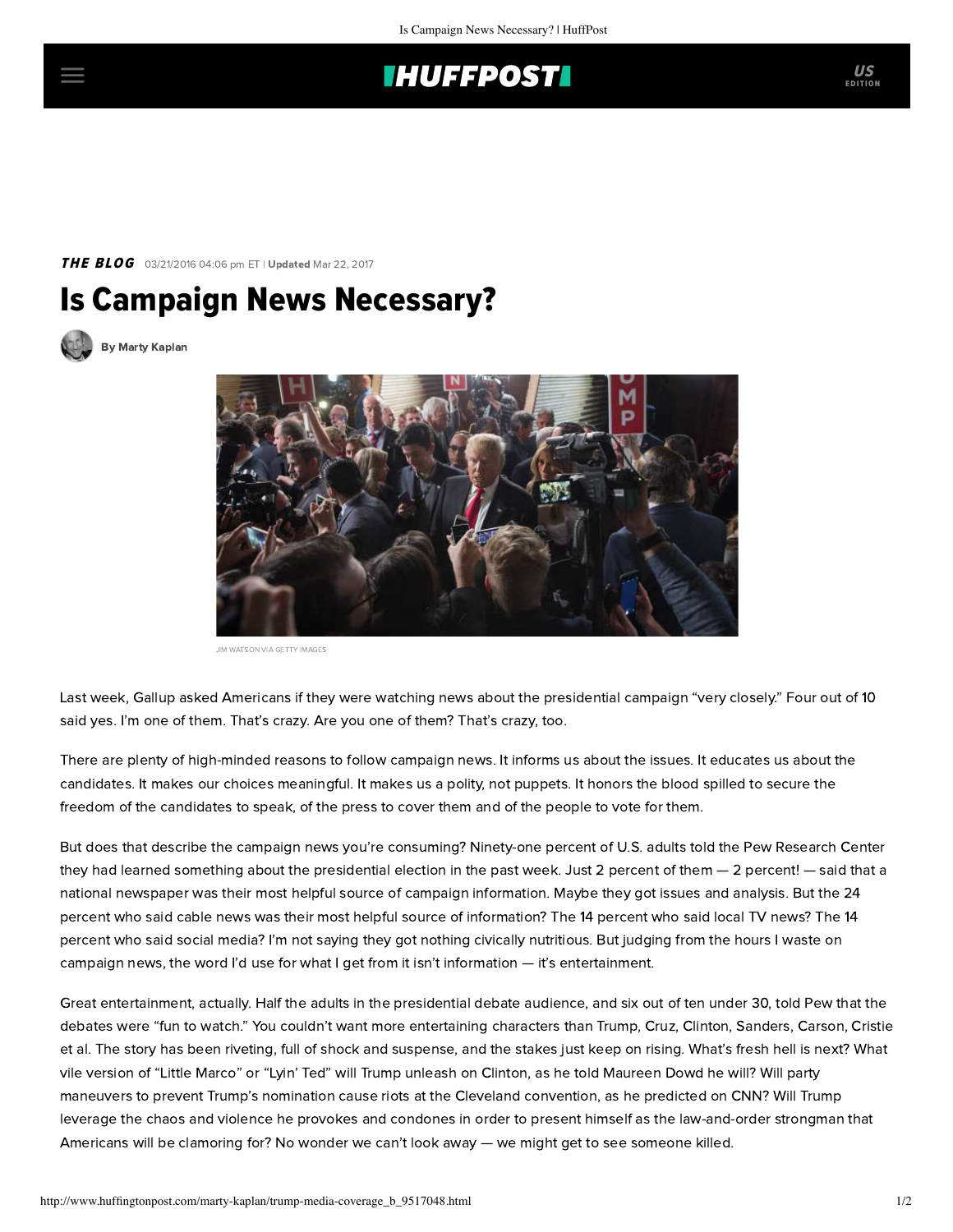**THE BLOG** 03/21/2016 04:06 pm ET | **Updated** Mar 22, 2017

# Is Campaign News Necessary?

By Marty Kaplan

JIM WATSON VIA GETTY IMAGES

Last week, Gallup asked Americans if they were watching news about the presidential campaign "very closely." Four out of 10 said yes. I'm one of them. That's crazy. Are you one of them? That's crazy, too.

There are plenty of high-minded reasons to follow campaign news. It informs us about the issues. It educates us about the candidates. It makes our choices meaningful. It makes us a polity, not puppets. It honors the blood spilled to secure the freedom of the candidates to speak, of the press to cover them and of the people to vote for them.

But does that describe the campaign news you're consuming? Ninety-one percent of U.S. adults told the Pew Research Center they had learned something about the presidential election in the past week. Just 2 percent of them — 2 percent! — said that a national newspaper was their most helpful source of campaign information. Maybe they got issues and analysis. But the 24 percent who said cable news was their most helpful source of information? The 14 percent who said local TV news? The 14 percent who said social media? I'm not saying they got nothing civically nutritious. But judging from the hours I waste on campaign news, the word I'd use for what I get from it isn't information — it's entertainment.

Great entertainment, actually. Half the adults in the presidential debate audience, and six out of ten under 30, told Pew that the debates were "fun to watch." You couldn't want more entertaining characters than Trump, Cruz, Clinton, Sanders, Carson, Cristie et al. The story has been riveting, full of shock and suspense, and the stakes just keep on rising. What's fresh hell is next? What vile version of "Little Marco" or "Lyin' Ted" will Trump unleash on Clinton, as he told Maureen Dowd he will? Will party maneuvers to prevent Trump's nomination cause riots at the Cleveland convention, as he predicted on CNN? Will Trump leverage the chaos and violence he provokes and condones in order to present himself as the law-and-order strongman that Americans will be clamoring for? No wonder we can't look away — we might get to see someone killed.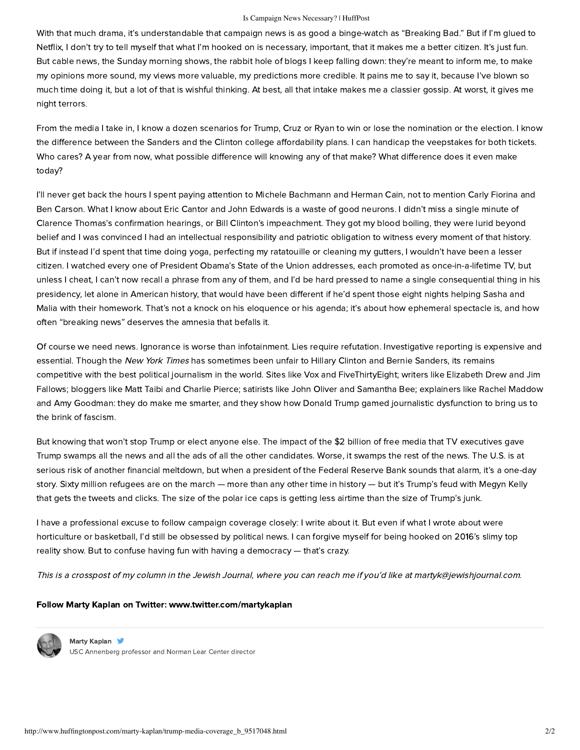With that much drama, it's understandable that campaign news is as good a binge-watch as "Breaking Bad." But if I'm glued to Netflix, I don't try to tell myself that what I'm hooked on is necessary, important, that it makes me a better citizen. It's just fun. But cable news, the Sunday morning shows, the rabbit hole of blogs I keep falling down: they're meant to inform me, to make my opinions more sound, my views more valuable, my predictions more credible. It pains me to say it, because I've blown so much time doing it, but a lot of that is wishful thinking. At best, all that intake makes me a classier gossip. At worst, it gives me night terrors.

From the media I take in, I know a dozen scenarios for Trump, Cruz or Ryan to win or lose the nomination or the election. I know the difference between the Sanders and the Clinton college affordability plans. I can handicap the veepstakes for both tickets. Who cares? A year from now, what possible difference will knowing any of that make? What difference does it even make today?

I'll never get back the hours I spent paying attention to Michele Bachmann and Herman Cain, not to mention Carly Fiorina and Ben Carson. What I know about Eric Cantor and John Edwards is a waste of good neurons. I didn't miss a single minute of Clarence Thomas's confirmation hearings, or Bill Clinton's impeachment. They got my blood boiling, they were lurid beyond belief and I was convinced I had an intellectual responsibility and patriotic obligation to witness every moment of that history. But if instead I'd spent that time doing yoga, perfecting my ratatouille or cleaning my gutters, I wouldn't have been a lesser citizen. I watched every one of President Obama's State of the Union addresses, each promoted as once-in-a-lifetime TV, but unless I cheat, I can't now recall a phrase from any of them, and I'd be hard pressed to name a single consequential thing in his presidency, let alone in American history, that would have been different if he'd spent those eight nights helping Sasha and Malia with their homework. That's not a knock on his eloquence or his agenda; it's about how ephemeral spectacle is, and how often "breaking news" deserves the amnesia that befalls it.

Of course we need news. Ignorance is worse than infotainment. Lies require refutation. Investigative reporting is expensive and essential. Though the *New York Times* has sometimes been unfair to Hillary Clinton and Bernie Sanders, its remains competitive with the best political journalism in the world. Sites like Vox and FiveThirtyEight; writers like Elizabeth Drew and Jim Fallows; bloggers like Matt Taibi and Charlie Pierce; satirists like John Oliver and Samantha Bee; explainers like Rachel Maddow and Amy Goodman: they do make me smarter, and they show how Donald Trump gamed journalistic dysfunction to bring us to the brink of fascism.

But knowing that won't stop Trump or elect anyone else. The impact of the $2 billion of free media that TV executives gave Trump swamps all the news and all the ads of all the other candidates. Worse, it swamps the rest of the news. The U.S. is at serious risk of another financial meltdown, but when a president of the Federal Reserve Bank sounds that alarm, it's a one-day story. Sixty million refugees are on the march — more than any other time in history — but it's Trump's feud with Megyn Kelly that gets the tweets and clicks. The size of the polar ice caps is getting less airtime than the size of Trump's junk.

I have a professional excuse to follow campaign coverage closely: I write about it. But even if what I wrote about were horticulture or basketball, I'd still be obsessed by political news. I can forgive myself for being hooked on 2016's slimy top reality show. But to confuse having fun with having a democracy — that's crazy.

*This is a crosspost of my column in the Jewish Journal, where you can reach me if you'd like at martyk@jewishjournal.com.*

**Follow Marty Kaplan on Twitter: www.twitter.com/martykaplan**

---

**Marty Kaplan**

USC Annenberg professor and Norman Lear Center director